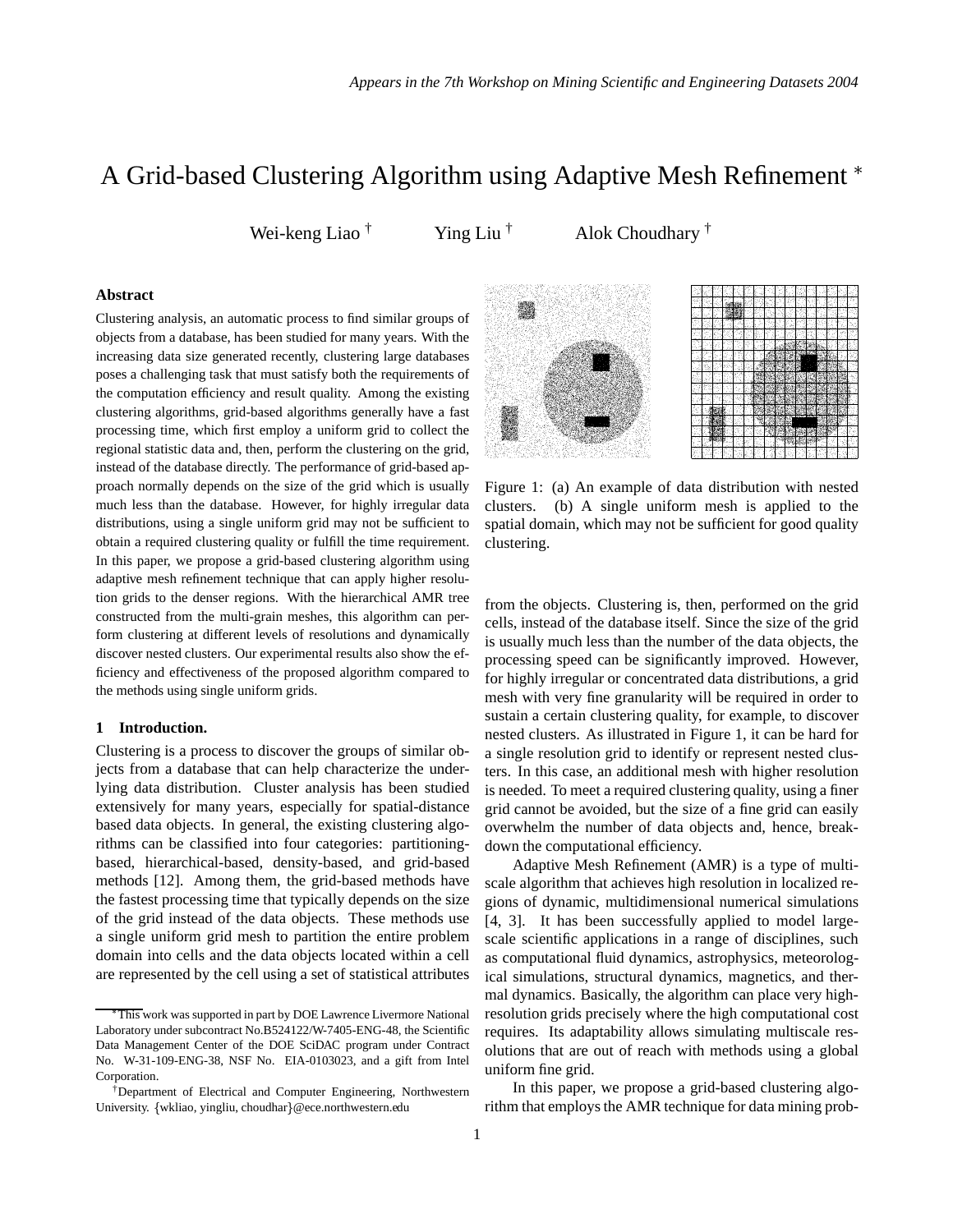*Appears in the 7th Workshop on Mining Scientific and Engineering Datasets 2004*

# A Grid-based Clustering Algorithm using Adaptive Mesh Refinement [*]

Wei-keng Liao [†] Ying Liu [†] Alok Choudhary [†]

### Abstract

Clustering analysis, an automatic process to find similar groups of objects from a database, has been studied for many years. With the increasing data size generated recently, clustering large databases poses a challenging task that must satisfy both the requirements of the computation efficiency and result quality. Among the existing clustering algorithms, grid-based algorithms generally have a fast processing time, which first employ a uniform grid to collect the regional statistic data and, then, perform the clustering on the grid, instead of the database directly. The performance of grid-based approach normally depends on the size of the grid which is usually much less than the database. However, for highly irregular data distributions, using a single uniform grid may not be sufficient to obtain a required clustering quality or fulfill the time requirement. In this paper, we propose a grid-based clustering algorithm using adaptive mesh refinement technique that can apply higher resolution grids to the denser regions. With the hierarchical AMR tree constructed from the multi-grain meshes, this algorithm can perform clustering at different levels of resolutions and dynamically discover nested clusters. Our experimental results also show the efficiency and effectiveness of the proposed algorithm compared to the methods using single uniform grids.

## 1 Introduction.

Clustering is a process to discover the groups of similar objects from a database that can help characterize the underlying data distribution. Cluster analysis has been studied extensively for many years, especially for spatial-distance based data objects. In general, the existing clustering algorithms can be classified into four categories: partitioning-based, hierarchical-based, density-based, and grid-based methods [12]. Among them, the grid-based methods have the fastest processing time that typically depends on the size of the grid instead of the data objects. These methods use a single uniform grid mesh to partition the entire problem domain into cells and the data objects located within a cell are represented by the cell using a set of statistical attributes from the objects. Clustering is, then, performed on the grid cells, instead of the database itself. Since the size of the grid is usually much less than the number of the data objects, the processing speed can be significantly improved. However, for highly irregular or concentrated data distributions, a grid mesh with very fine granularity will be required in order to sustain a certain clustering quality, for example, to discover nested clusters. As illustrated in Figure 1, it can be hard for a single resolution grid to identify or represent nested clusters. In this case, an additional mesh with higher resolution is needed. To meet a required clustering quality, using a finer grid cannot be avoided, but the size of a fine grid can easily overwhelm the number of data objects and, hence, breakdown the computational efficiency.

Figure 1: (a) An example of data distribution with nested clusters. (b) A single uniform mesh is applied to the spatial domain, which may not be sufficient for good quality clustering.

Adaptive Mesh Refinement (AMR) is a type of multiscale algorithm that achieves high resolution in localized regions of dynamic, multidimensional numerical simulations [4, 3]. It has been successfully applied to model large-scale scientific applications in a range of disciplines, such as computational fluid dynamics, astrophysics, meteorological simulations, structural dynamics, magnetics, and thermal dynamics. Basically, the algorithm can place very high-resolution grids precisely where the high computational cost requires. Its adaptability allows simulating multiscale resolutions that are out of reach with methods using a global uniform fine grid.

In this paper, we propose a grid-based clustering algorithm that employs the AMR technique for data mining prob-

[*] This work was supported in part by DOE Lawrence Livermore National Laboratory under subcontract No.B524122/W-7405-ENG-48, the Scientific Data Management Center of the DOE SciDAC program under Contract No. W-31-109-ENG-38, NSF No. EIA-0103023, and a gift from Intel Corporation.

[†] Department of Electrical and Computer Engineering, Northwestern University. {wkliao, yingliu, choudhar}@ece.northwestern.edu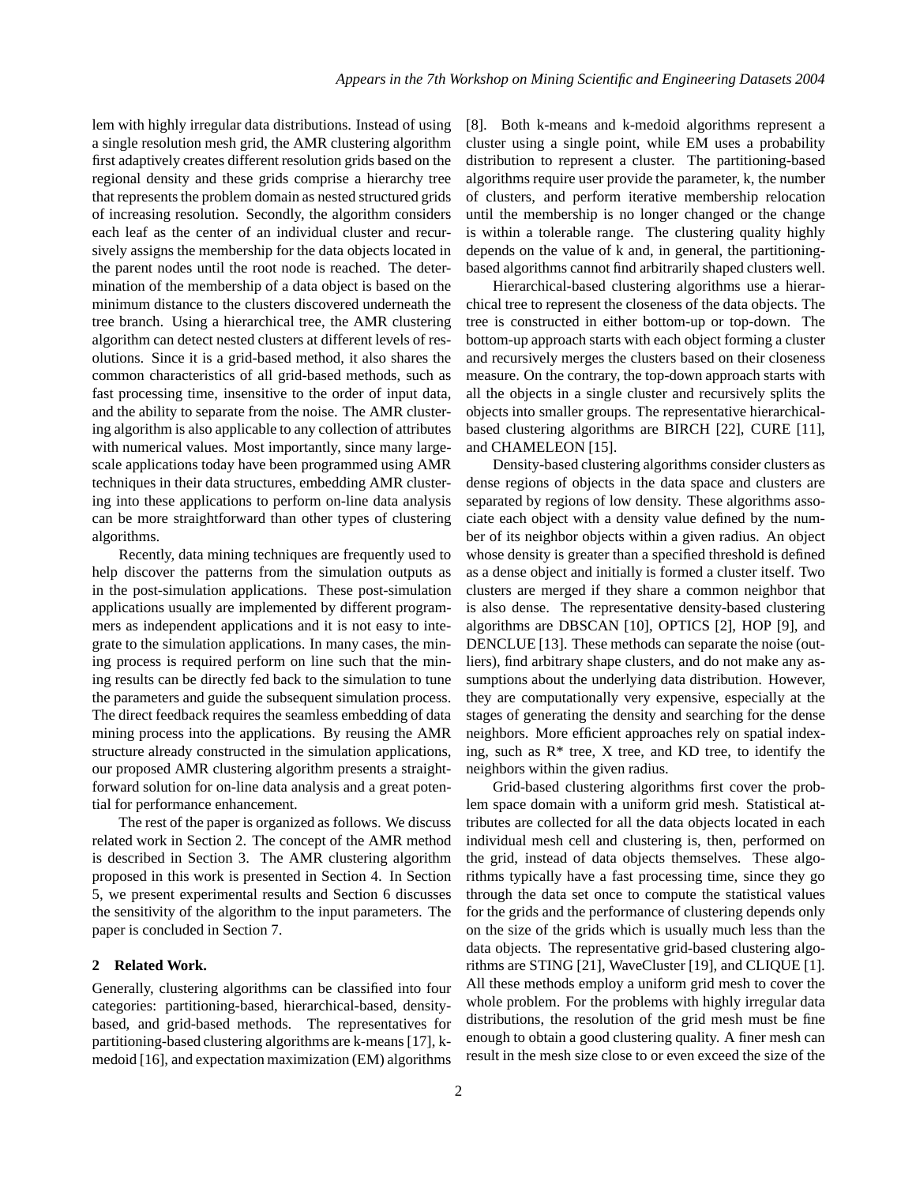lem with highly irregular data distributions. Instead of using a single resolution mesh grid, the AMR clustering algorithm first adaptively creates different resolution grids based on the regional density and these grids comprise a hierarchy tree that represents the problem domain as nested structured grids of increasing resolution. Secondly, the algorithm considers each leaf as the center of an individual cluster and recursively assigns the membership for the data objects located in the parent nodes until the root node is reached. The determination of the membership of a data object is based on the minimum distance to the clusters discovered underneath the tree branch. Using a hierarchical tree, the AMR clustering algorithm can detect nested clusters at different levels of resolutions. Since it is a grid-based method, it also shares the common characteristics of all grid-based methods, such as fast processing time, insensitive to the order of input data, and the ability to separate from the noise. The AMR clustering algorithm is also applicable to any collection of attributes with numerical values. Most importantly, since many large-scale applications today have been programmed using AMR techniques in their data structures, embedding AMR clustering into these applications to perform on-line data analysis can be more straightforward than other types of clustering algorithms.

Recently, data mining techniques are frequently used to help discover the patterns from the simulation outputs as in the post-simulation applications. These post-simulation applications usually are implemented by different programmers as independent applications and it is not easy to integrate to the simulation applications. In many cases, the mining process is required perform on line such that the mining results can be directly fed back to the simulation to tune the parameters and guide the subsequent simulation process. The direct feedback requires the seamless embedding of data mining process into the applications. By reusing the AMR structure already constructed in the simulation applications, our proposed AMR clustering algorithm presents a straightforward solution for on-line data analysis and a great potential for performance enhancement.

The rest of the paper is organized as follows. We discuss related work in Section 2. The concept of the AMR method is described in Section 3. The AMR clustering algorithm proposed in this work is presented in Section 4. In Section 5, we present experimental results and Section 6 discusses the sensitivity of the algorithm to the input parameters. The paper is concluded in Section 7.

## 2 Related Work.

Generally, clustering algorithms can be classified into four categories: partitioning-based, hierarchical-based, density-based, and grid-based methods. The representatives for partitioning-based clustering algorithms are k-means [17], k-medoid [16], and expectation maximization (EM) algorithms [8]. Both k-means and k-medoid algorithms represent a cluster using a single point, while EM uses a probability distribution to represent a cluster. The partitioning-based algorithms require user provide the parameter, k, the number of clusters, and perform iterative membership relocation until the membership is no longer changed or the change is within a tolerable range. The clustering quality highly depends on the value of k and, in general, the partitioning-based algorithms cannot find arbitrarily shaped clusters well.

Hierarchical-based clustering algorithms use a hierarchical tree to represent the closeness of the data objects. The tree is constructed in either bottom-up or top-down. The bottom-up approach starts with each object forming a cluster and recursively merges the clusters based on their closeness measure. On the contrary, the top-down approach starts with all the objects in a single cluster and recursively splits the objects into smaller groups. The representative hierarchical-based clustering algorithms are BIRCH [22], CURE [11], and CHAMELEON [15].

Density-based clustering algorithms consider clusters as dense regions of objects in the data space and clusters are separated by regions of low density. These algorithms associate each object with a density value defined by the number of its neighbor objects within a given radius. An object whose density is greater than a specified threshold is defined as a dense object and initially is formed a cluster itself. Two clusters are merged if they share a common neighbor that is also dense. The representative density-based clustering algorithms are DBSCAN [10], OPTICS [2], HOP [9], and DENCLUE [13]. These methods can separate the noise (outliers), find arbitrary shape clusters, and do not make any assumptions about the underlying data distribution. However, they are computationally very expensive, especially at the stages of generating the density and searching for the dense neighbors. More efficient approaches rely on spatial indexing, such as R* tree, X tree, and KD tree, to identify the neighbors within the given radius.

Grid-based clustering algorithms first cover the problem space domain with a uniform grid mesh. Statistical attributes are collected for all the data objects located in each individual mesh cell and clustering is, then, performed on the grid, instead of data objects themselves. These algorithms typically have a fast processing time, since they go through the data set once to compute the statistical values for the grids and the performance of clustering depends only on the size of the grids which is usually much less than the data objects. The representative grid-based clustering algorithms are STING [21], WaveCluster [19], and CLIQUE [1]. All these methods employ a uniform grid mesh to cover the whole problem. For the problems with highly irregular data distributions, the resolution of the grid mesh must be fine enough to obtain a good clustering quality. A finer mesh can result in the mesh size close to or even exceed the size of the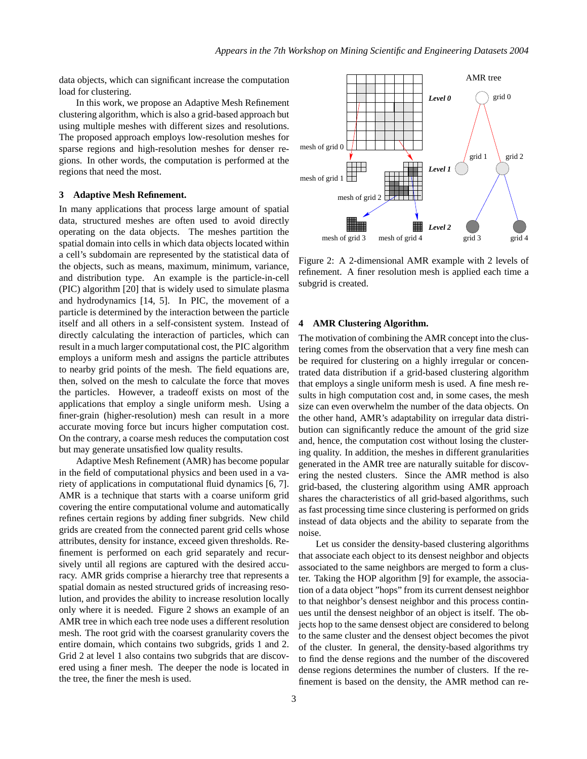data objects, which can significant increase the computation load for clustering.

In this work, we propose an Adaptive Mesh Refinement clustering algorithm, which is also a grid-based approach but using multiple meshes with different sizes and resolutions. The proposed approach employs low-resolution meshes for sparse regions and high-resolution meshes for denser regions. In other words, the computation is performed at the regions that need the most.

## 3 Adaptive Mesh Refinement.

In many applications that process large amount of spatial data, structured meshes are often used to avoid directly operating on the data objects. The meshes partition the spatial domain into cells in which data objects located within a cell's subdomain are represented by the statistical data of the objects, such as means, maximum, minimum, variance, and distribution type. An example is the particle-in-cell (PIC) algorithm [20] that is widely used to simulate plasma and hydrodynamics [14, 5]. In PIC, the movement of a particle is determined by the interaction between the particle itself and all others in a self-consistent system. Instead of directly calculating the interaction of particles, which can result in a much larger computational cost, the PIC algorithm employs a uniform mesh and assigns the particle attributes to nearby grid points of the mesh. The field equations are, then, solved on the mesh to calculate the force that moves the particles. However, a tradeoff exists on most of the applications that employ a single uniform mesh. Using a finer-grain (higher-resolution) mesh can result in a more accurate moving force but incurs higher computation cost. On the contrary, a coarse mesh reduces the computation cost but may generate unsatisfied low quality results.

Adaptive Mesh Refinement (AMR) has become popular in the field of computational physics and been used in a variety of applications in computational fluid dynamics [6, 7]. AMR is a technique that starts with a coarse uniform grid covering the entire computational volume and automatically refines certain regions by adding finer subgrids. New child grids are created from the connected parent grid cells whose attributes, density for instance, exceed given thresholds. Refinement is performed on each grid separately and recursively until all regions are captured with the desired accuracy. AMR grids comprise a hierarchy tree that represents a spatial domain as nested structured grids of increasing resolution, and provides the ability to increase resolution locally only where it is needed. Figure 2 shows an example of an AMR tree in which each tree node uses a different resolution mesh. The root grid with the coarsest granularity covers the entire domain, which contains two subgrids, grids 1 and 2. Grid 2 at level 1 also contains two subgrids that are discovered using a finer mesh. The deeper the node is located in the tree, the finer the mesh is used.

Figure 2: A 2-dimensional AMR example with 2 levels of refinement. A finer resolution mesh is applied each time a subgrid is created.

## 4 AMR Clustering Algorithm.

The motivation of combining the AMR concept into the clustering comes from the observation that a very fine mesh can be required for clustering on a highly irregular or concentrated data distribution if a grid-based clustering algorithm that employs a single uniform mesh is used. A fine mesh results in high computation cost and, in some cases, the mesh size can even overwhelm the number of the data objects. On the other hand, AMR's adaptability on irregular data distribution can significantly reduce the amount of the grid size and, hence, the computation cost without losing the clustering quality. In addition, the meshes in different granularities generated in the AMR tree are naturally suitable for discovering the nested clusters. Since the AMR method is also grid-based, the clustering algorithm using AMR approach shares the characteristics of all grid-based algorithms, such as fast processing time since clustering is performed on grids instead of data objects and the ability to separate from the noise.

Let us consider the density-based clustering algorithms that associate each object to its densest neighbor and objects associated to the same neighbors are merged to form a cluster. Taking the HOP algorithm [9] for example, the association of a data object "hops" from its current densest neighbor to that neighbor's densest neighbor and this process continues until the densest neighbor of an object is itself. The objects hop to the same densest object are considered to belong to the same cluster and the densest object becomes the pivot of the cluster. In general, the density-based algorithms try to find the dense regions and the number of the discovered dense regions determines the number of clusters. If the refinement is based on the density, the AMR method can re-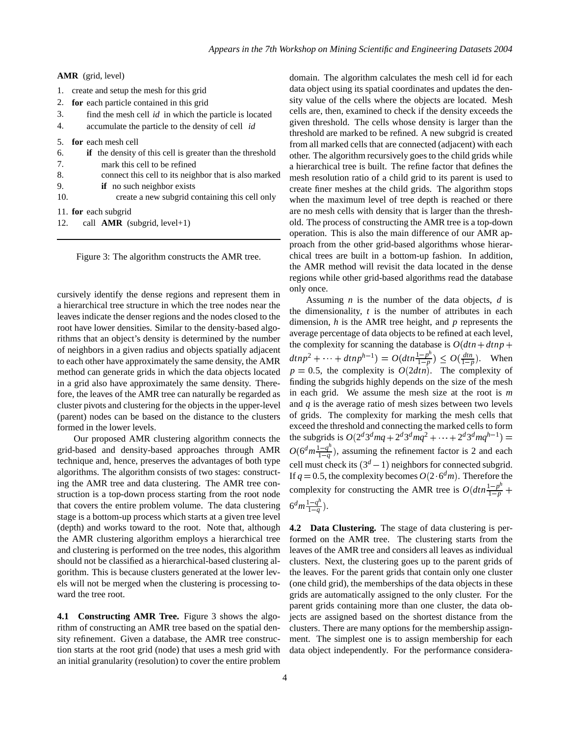```
AMR (grid, level)
1.  create and setup the mesh for this grid
2.  for each particle contained in this grid
3.      find the mesh cell id in which the particle is located
4.      accumulate the particle to the density of cell id
5.  for each mesh cell
6.      if the density of this cell is greater than the threshold
7.          mark this cell to be refined
8.          connect this cell to its neighbor that is also marked
9.          if no such neighbor exists
10.             create a new subgrid containing this cell only
11. for each subgrid
12.     call AMR (subgrid, level+1)
```

Figure 3: The algorithm constructs the AMR tree.

cursively identify the dense regions and represent them in a hierarchical tree structure in which the tree nodes near the leaves indicate the denser regions and the nodes closed to the root have lower densities. Similar to the density-based algorithms that an object's density is determined by the number of neighbors in a given radius and objects spatially adjacent to each other have approximately the same density, the AMR method can generate grids in which the data objects located in a grid also have approximately the same density. Therefore, the leaves of the AMR tree can naturally be regarded as cluster pivots and clustering for the objects in the upper-level (parent) nodes can be based on the distance to the clusters formed in the lower levels.

Our proposed AMR clustering algorithm connects the grid-based and density-based approaches through AMR technique and, hence, preserves the advantages of both type algorithms. The algorithm consists of two stages: constructing the AMR tree and data clustering. The AMR tree construction is a top-down process starting from the root node that covers the entire problem volume. The data clustering stage is a bottom-up process which starts at a given tree level (depth) and works toward to the root. Note that, although the AMR clustering algorithm employs a hierarchical tree and clustering is performed on the tree nodes, this algorithm should not be classified as a hierarchical-based clustering algorithm. This is because clusters generated at the lower levels will not be merged when the clustering is processing toward the tree root.

**4.1 Constructing AMR Tree.** Figure 3 shows the algorithm of constructing an AMR tree based on the spatial density refinement. Given a database, the AMR tree construction starts at the root grid (node) that uses a mesh grid with an initial granularity (resolution) to cover the entire problem domain. The algorithm calculates the mesh cell id for each data object using its spatial coordinates and updates the density value of the cells where the objects are located. Mesh cells are, then, examined to check if the density exceeds the given threshold. The cells whose density is larger than the threshold are marked to be refined. A new subgrid is created from all marked cells that are connected (adjacent) with each other. The algorithm recursively goes to the child grids while a hierarchical tree is built. The refine factor that defines the mesh resolution ratio of a child grid to its parent is used to create finer meshes at the child grids. The algorithm stops when the maximum level of tree depth is reached or there are no mesh cells with density that is larger than the threshold. The process of constructing the AMR tree is a top-down operation. This is also the main difference of our AMR approach from the other grid-based algorithms whose hierarchical trees are built in a bottom-up fashion. In addition, the AMR method will revisit the data located in the dense regions while other grid-based algorithms read the database only once.

Assuming $n$ is the number of the data objects, $d$ is the dimensionality, $t$ is the number of attributes in each dimension, $h$ is the AMR tree height, and $p$ represents the average percentage of data objects to be refined at each level, the complexity for scanning the database is $O(dtn + dtnp + dtnp^2 + \cdots + dtnp^{h-1}) = O(dtn\frac{1-p^h}{1-p}) \leq O(\frac{dtn}{1-p})$. When $p = 0.5$, the complexity is $O(2dtn)$. The complexity of finding the subgrids highly depends on the size of the mesh in each grid. We assume the mesh size at the root is $m$ and $q$ is the average ratio of mesh sizes between two levels of grids. The complexity for marking the mesh cells that exceed the threshold and connecting the marked cells to form the subgrids is $O(2^d3^dmq + 2^d3^dmq^2 + \cdots + 2^d3^dmq^{h-1}) = O(6^dm\frac{1-q^h}{1-q})$, assuming the refinement factor is 2 and each cell must check its $(3^d - 1)$ neighbors for connected subgrid. If $q = 0.5$, the complexity becomes $O(2 \cdot 6^dm)$. Therefore the complexity for constructing the AMR tree is $O(dtn\frac{1-p^h}{1-p} + 6^dm\frac{1-q^h}{1-q})$.

**4.2 Data Clustering.** The stage of data clustering is performed on the AMR tree. The clustering starts from the leaves of the AMR tree and considers all leaves as individual clusters. Next, the clustering goes up to the parent grids of the leaves. For the parent grids that contain only one cluster (one child grid), the memberships of the data objects in these grids are automatically assigned to the only cluster. For the parent grids containing more than one cluster, the data objects are assigned based on the shortest distance from the clusters. There are many options for the membership assignment. The simplest one is to assign membership for each data object independently. For the performance considera-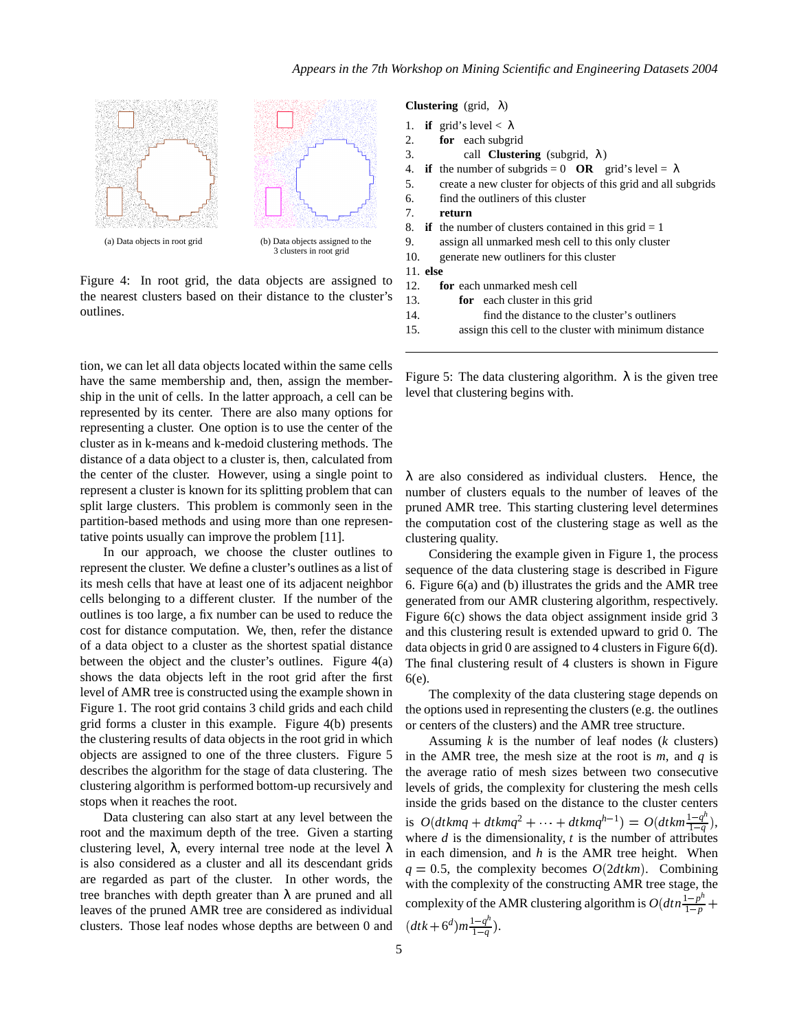(a) Data objects in root grid

(b) Data objects assigned to the 3 clusters in root grid

Figure 4: In root grid, the data objects are assigned to the nearest clusters based on their distance to the cluster's outlines.

tion, we can let all data objects located within the same cells have the same membership and, then, assign the membership in the unit of cells. In the latter approach, a cell can be represented by its center. There are also many options for representing a cluster. One option is to use the center of the cluster as in k-means and k-medoid clustering methods. The distance of a data object to a cluster is, then, calculated from the center of the cluster. However, using a single point to represent a cluster is known for its splitting problem that can split large clusters. This problem is commonly seen in the partition-based methods and using more than one representative points usually can improve the problem [11].

In our approach, we choose the cluster outlines to represent the cluster. We define a cluster's outlines as a list of its mesh cells that have at least one of its adjacent neighbor cells belonging to a different cluster. If the number of the outlines is too large, a fix number can be used to reduce the cost for distance computation. We, then, refer the distance of a data object to a cluster as the shortest spatial distance between the object and the cluster's outlines. Figure 4(a) shows the data objects left in the root grid after the first level of AMR tree is constructed using the example shown in Figure 1. The root grid contains 3 child grids and each child grid forms a cluster in this example. Figure 4(b) presents the clustering results of data objects in the root grid in which objects are assigned to one of the three clusters. Figure 5 describes the algorithm for the stage of data clustering. The clustering algorithm is performed bottom-up recursively and stops when it reaches the root.

Data clustering can also start at any level between the root and the maximum depth of the tree. Given a starting clustering level, $\lambda$, every internal tree node at the level $\lambda$ is also considered as a cluster and all its descendant grids are regarded as part of the cluster. In other words, the tree branches with depth greater than $\lambda$ are pruned and all leaves of the pruned AMR tree are considered as individual clusters. Those leaf nodes whose depths are between 0 and $\lambda$ are also considered as individual clusters. Hence, the number of clusters equals to the number of leaves of the pruned AMR tree. This starting clustering level determines the computation cost of the clustering stage as well as the clustering quality.

```
Clustering (grid, λ)
1.  if grid's level < λ
2.      for each subgrid
3.          call Clustering (subgrid, λ)
4.  if the number of subgrids = 0  OR  grid's level = λ
5.      create a new cluster for objects of this grid and all subgrids
6.      find the outliners of this cluster
7.      return
8.  if the number of clusters contained in this grid = 1
9.      assign all unmarked mesh cell to this only cluster
10.     generate new outliners for this cluster
11. else
12.     for each unmarked mesh cell
13.         for each cluster in this grid
14.             find the distance to the cluster's outliners
15.         assign this cell to the cluster with minimum distance
```

Figure 5: The data clustering algorithm. $\lambda$ is the given tree level that clustering begins with.

Considering the example given in Figure 1, the process sequence of the data clustering stage is described in Figure 6. Figure 6(a) and (b) illustrates the grids and the AMR tree generated from our AMR clustering algorithm, respectively. Figure 6(c) shows the data object assignment inside grid 3 and this clustering result is extended upward to grid 0. The data objects in grid 0 are assigned to 4 clusters in Figure 6(d). The final clustering result of 4 clusters is shown in Figure 6(e).

The complexity of the data clustering stage depends on the options used in representing the clusters (e.g. the outlines or centers of the clusters) and the AMR tree structure.

Assuming $k$ is the number of leaf nodes ($k$ clusters) in the AMR tree, the mesh size at the root is $m$, and $q$ is the average ratio of mesh sizes between two consecutive levels of grids, the complexity for clustering the mesh cells inside the grids based on the distance to the cluster centers is $O(dtkmq + dtkmq^2 + \cdots + dtkmq^{h-1}) = O(dtkm\frac{1-q^h}{1-q})$, where $d$ is the dimensionality, $t$ is the number of attributes in each dimension, and $h$ is the AMR tree height. When $q = 0.5$, the complexity becomes $O(2dtkm)$. Combining with the complexity of the constructing AMR tree stage, the complexity of the AMR clustering algorithm is $O(dtn\frac{1-p^h}{1-p} + (dtk + 6^d)m\frac{1-q^h}{1-q})$.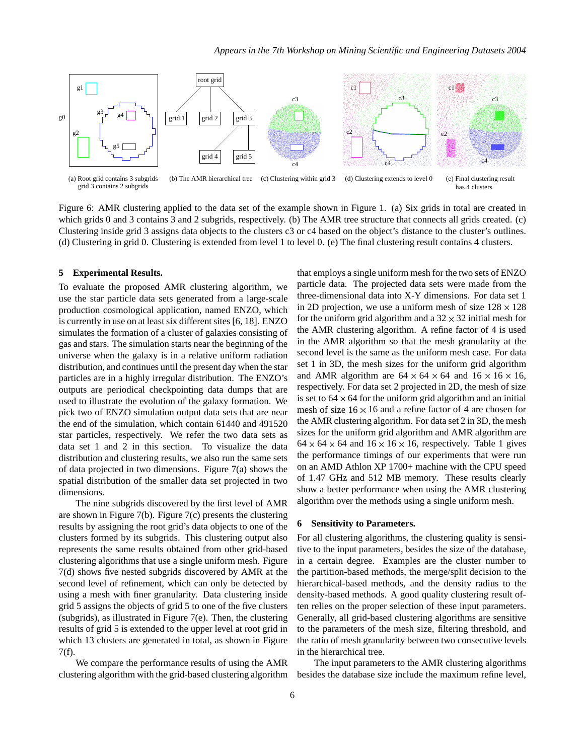(a) Root grid contains 3 subgrids grid 3 contains 2 subgrids

(b) The AMR hierarchical tree

(c) Clustering within grid 3

(d) Clustering extends to level 0

(e) Final clustering result has 4 clusters

Figure 6: AMR clustering applied to the data set of the example shown in Figure 1. (a) Six grids in total are created in which grids 0 and 3 contains 3 and 2 subgrids, respectively. (b) The AMR tree structure that connects all grids created. (c) Clustering inside grid 3 assigns data objects to the clusters c3 or c4 based on the object's distance to the cluster's outlines. (d) Clustering in grid 0. Clustering is extended from level 1 to level 0. (e) The final clustering result contains 4 clusters.

## 5 Experimental Results.

To evaluate the proposed AMR clustering algorithm, we use the star particle data sets generated from a large-scale production cosmological application, named ENZO, which is currently in use on at least six different sites [6, 18]. ENZO simulates the formation of a cluster of galaxies consisting of gas and stars. The simulation starts near the beginning of the universe when the galaxy is in a relative uniform radiation distribution, and continues until the present day when the star particles are in a highly irregular distribution. The ENZO's outputs are periodical checkpointing data dumps that are used to illustrate the evolution of the galaxy formation. We pick two of ENZO simulation output data sets that are near the end of the simulation, which contain 61440 and 491520 star particles, respectively. We refer the two data sets as data set 1 and 2 in this section. To visualize the data distribution and clustering results, we also run the same sets of data projected in two dimensions. Figure 7(a) shows the spatial distribution of the smaller data set projected in two dimensions.

The nine subgrids discovered by the first level of AMR are shown in Figure 7(b). Figure 7(c) presents the clustering results by assigning the root grid's data objects to one of the clusters formed by its subgrids. This clustering output also represents the same results obtained from other grid-based clustering algorithms that use a single uniform mesh. Figure 7(d) shows five nested subgrids discovered by AMR at the second level of refinement, which can only be detected by using a mesh with finer granularity. Data clustering inside grid 5 assigns the objects of grid 5 to one of the five clusters (subgrids), as illustrated in Figure 7(e). Then, the clustering results of grid 5 is extended to the upper level at root grid in which 13 clusters are generated in total, as shown in Figure 7(f).

We compare the performance results of using the AMR clustering algorithm with the grid-based clustering algorithm that employs a single uniform mesh for the two sets of ENZO particle data. The projected data sets were made from the three-dimensional data into X-Y dimensions. For data set 1 in 2D projection, we use a uniform mesh of size $128 \times 128$ for the uniform grid algorithm and a $32 \times 32$ initial mesh for the AMR clustering algorithm. A refine factor of 4 is used in the AMR algorithm so that the mesh granularity at the second level is the same as the uniform mesh case. For data set 1 in 3D, the mesh sizes for the uniform grid algorithm and AMR algorithm are $64 \times 64 \times 64$ and $16 \times 16 \times 16$, respectively. For data set 2 projected in 2D, the mesh of size is set to $64 \times 64$ for the uniform grid algorithm and an initial mesh of size $16 \times 16$ and a refine factor of 4 are chosen for the AMR clustering algorithm. For data set 2 in 3D, the mesh sizes for the uniform grid algorithm and AMR algorithm are $64 \times 64 \times 64$ and $16 \times 16 \times 16$, respectively. Table 1 gives the performance timings of our experiments that were run on an AMD Athlon XP 1700+ machine with the CPU speed of 1.47 GHz and 512 MB memory. These results clearly show a better performance when using the AMR clustering algorithm over the methods using a single uniform mesh.

## 6 Sensitivity to Parameters.

For all clustering algorithms, the clustering quality is sensitive to the input parameters, besides the size of the database, in a certain degree. Examples are the cluster number to the partition-based methods, the merge/split decision to the hierarchical-based methods, and the density radius to the density-based methods. A good quality clustering result often relies on the proper selection of these input parameters. Generally, all grid-based clustering algorithms are sensitive to the parameters of the mesh size, filtering threshold, and the ratio of mesh granularity between two consecutive levels in the hierarchical tree.

The input parameters to the AMR clustering algorithms besides the database size include the maximum refine level,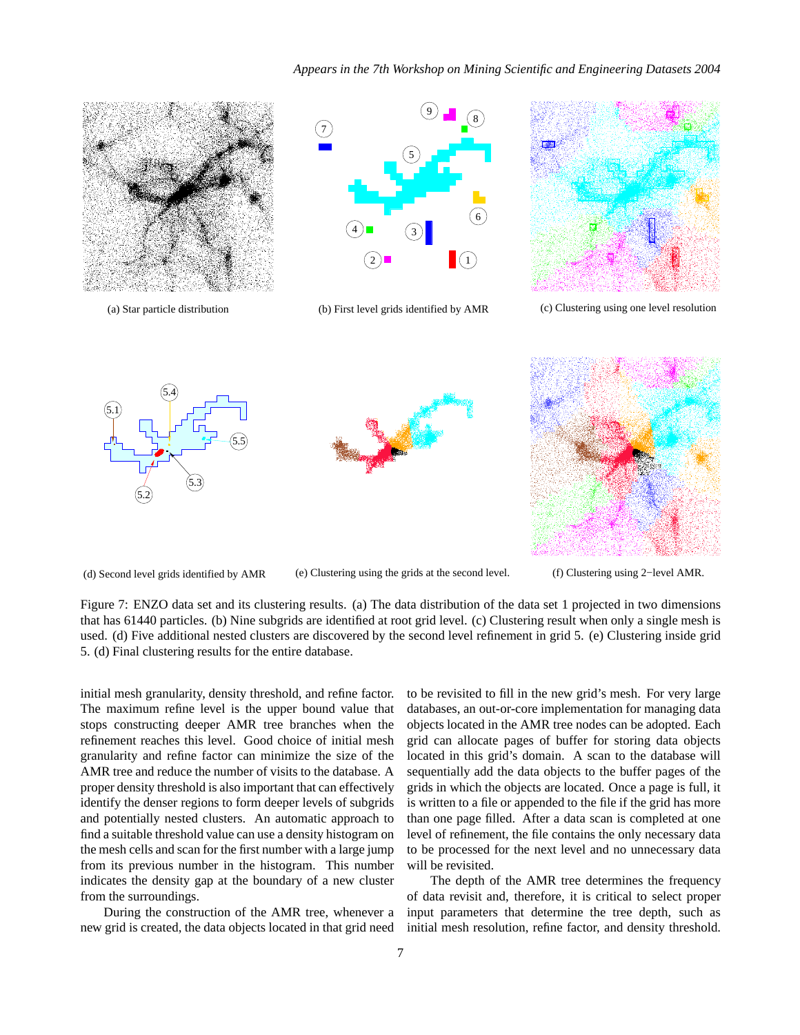(a) Star particle distribution

(b) First level grids identified by AMR

(c) Clustering using one level resolution

(d) Second level grids identified by AMR

(e) Clustering using the grids at the second level.

(f) Clustering using 2−level AMR.

Figure 7: ENZO data set and its clustering results. (a) The data distribution of the data set 1 projected in two dimensions that has 61440 particles. (b) Nine subgrids are identified at root grid level. (c) Clustering result when only a single mesh is used. (d) Five additional nested clusters are discovered by the second level refinement in grid 5. (e) Clustering inside grid 5. (d) Final clustering results for the entire database.

initial mesh granularity, density threshold, and refine factor. The maximum refine level is the upper bound value that stops constructing deeper AMR tree branches when the refinement reaches this level. Good choice of initial mesh granularity and refine factor can minimize the size of the AMR tree and reduce the number of visits to the database. A proper density threshold is also important that can effectively identify the denser regions to form deeper levels of subgrids and potentially nested clusters. An automatic approach to find a suitable threshold value can use a density histogram on the mesh cells and scan for the first number with a large jump from its previous number in the histogram. This number indicates the density gap at the boundary of a new cluster from the surroundings.

During the construction of the AMR tree, whenever a new grid is created, the data objects located in that grid need to be revisited to fill in the new grid's mesh. For very large databases, an out-or-core implementation for managing data objects located in the AMR tree nodes can be adopted. Each grid can allocate pages of buffer for storing data objects located in this grid's domain. A scan to the database will sequentially add the data objects to the buffer pages of the grids in which the objects are located. Once a page is full, it is written to a file or appended to the file if the grid has more than one page filled. After a data scan is completed at one level of refinement, the file contains the only necessary data to be processed for the next level and no unnecessary data will be revisited.

The depth of the AMR tree determines the frequency of data revisit and, therefore, it is critical to select proper input parameters that determine the tree depth, such as initial mesh resolution, refine factor, and density threshold.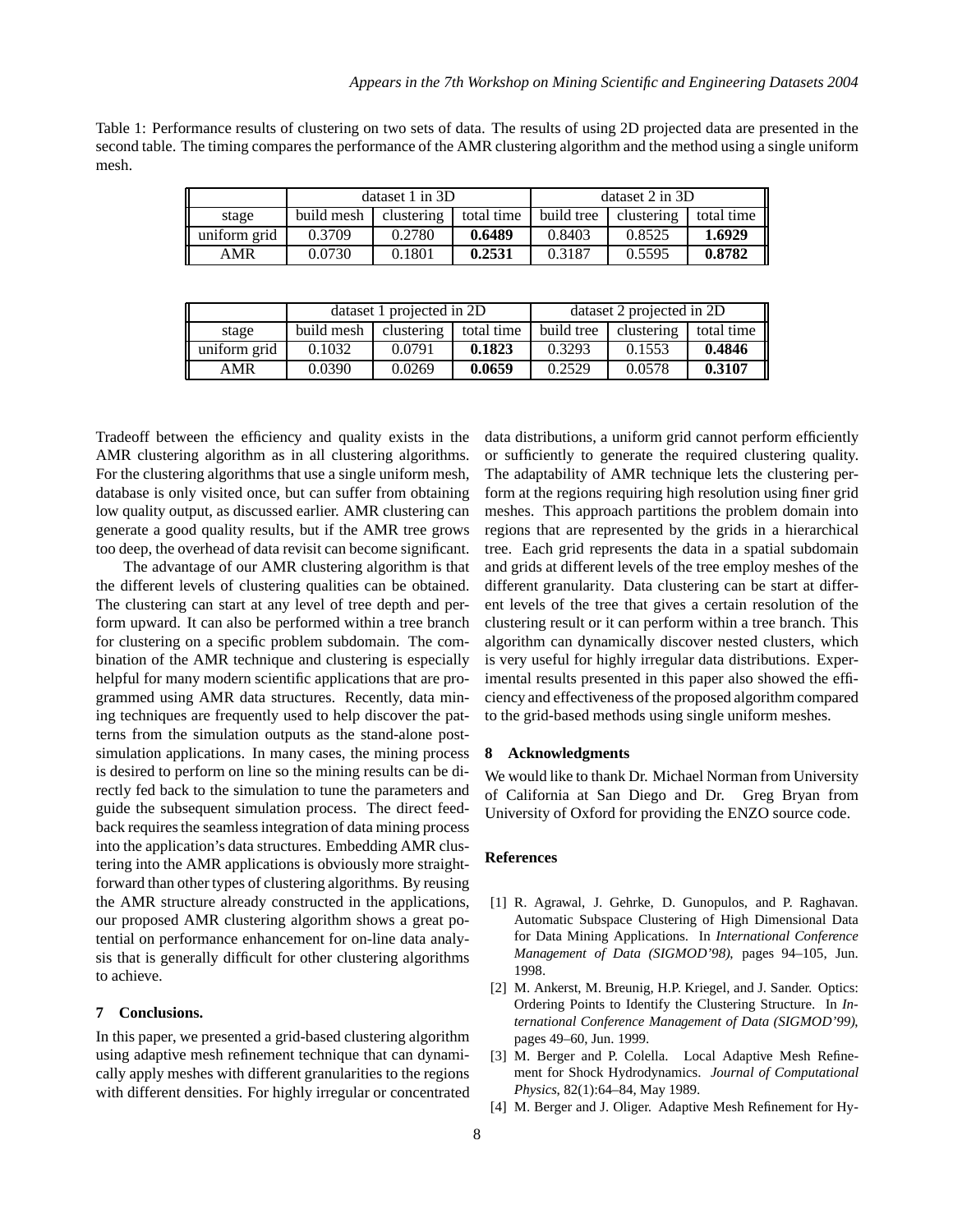Table 1: Performance results of clustering on two sets of data. The results of using 2D projected data are presented in the second table. The timing compares the performance of the AMR clustering algorithm and the method using a single uniform mesh.

| | dataset 1 in 3D | | | dataset 2 in 3D | | |
|---|---|---|---|---|---|---|
| stage | build mesh | clustering | total time | build tree | clustering | total time |
| uniform grid | 0.3709 | 0.2780 | **0.6489** | 0.8403 | 0.8525 | **1.6929** |
| AMR | 0.0730 | 0.1801 | **0.2531** | 0.3187 | 0.5595 | **0.8782** |

| | dataset 1 projected in 2D | | | dataset 2 projected in 2D | | |
|---|---|---|---|---|---|---|
| stage | build mesh | clustering | total time | build tree | clustering | total time |
| uniform grid | 0.1032 | 0.0791 | **0.1823** | 0.3293 | 0.1553 | **0.4846** |
| AMR | 0.0390 | 0.0269 | **0.0659** | 0.2529 | 0.0578 | **0.3107** |

Tradeoff between the efficiency and quality exists in the AMR clustering algorithm as in all clustering algorithms. For the clustering algorithms that use a single uniform mesh, database is only visited once, but can suffer from obtaining low quality output, as discussed earlier. AMR clustering can generate a good quality results, but if the AMR tree grows too deep, the overhead of data revisit can become significant.

The advantage of our AMR clustering algorithm is that the different levels of clustering qualities can be obtained. The clustering can start at any level of tree depth and perform upward. It can also be performed within a tree branch for clustering on a specific problem subdomain. The combination of the AMR technique and clustering is especially helpful for many modern scientific applications that are programmed using AMR data structures. Recently, data mining techniques are frequently used to help discover the patterns from the simulation outputs as the stand-alone post-simulation applications. In many cases, the mining process is desired to perform on line so the mining results can be directly fed back to the simulation to tune the parameters and guide the subsequent simulation process. The direct feedback requires the seamless integration of data mining process into the application's data structures. Embedding AMR clustering into the AMR applications is obviously more straightforward than other types of clustering algorithms. By reusing the AMR structure already constructed in the applications, our proposed AMR clustering algorithm shows a great potential on performance enhancement for on-line data analysis that is generally difficult for other clustering algorithms to achieve.

## 7 Conclusions.

In this paper, we presented a grid-based clustering algorithm using adaptive mesh refinement technique that can dynamically apply meshes with different granularities to the regions with different densities. For highly irregular or concentrated data distributions, a uniform grid cannot perform efficiently or sufficiently to generate the required clustering quality. The adaptability of AMR technique lets the clustering perform at the regions requiring high resolution using finer grid meshes. This approach partitions the problem domain into regions that are represented by the grids in a hierarchical tree. Each grid represents the data in a spatial subdomain and grids at different levels of the tree employ meshes of the different granularity. Data clustering can be start at different levels of the tree that gives a certain resolution of the clustering result or it can perform within a tree branch. This algorithm can dynamically discover nested clusters, which is very useful for highly irregular data distributions. Experimental results presented in this paper also showed the efficiency and effectiveness of the proposed algorithm compared to the grid-based methods using single uniform meshes.

## 8 Acknowledgments

We would like to thank Dr. Michael Norman from University of California at San Diego and Dr. Greg Bryan from University of Oxford for providing the ENZO source code.

## References

[1] R. Agrawal, J. Gehrke, D. Gunopulos, and P. Raghavan. Automatic Subspace Clustering of High Dimensional Data for Data Mining Applications. In *International Conference Management of Data (SIGMOD'98)*, pages 94–105, Jun. 1998.

[2] M. Ankerst, M. Breunig, H.P. Kriegel, and J. Sander. Optics: Ordering Points to Identify the Clustering Structure. In *International Conference Management of Data (SIGMOD'99)*, pages 49–60, Jun. 1999.

[3] M. Berger and P. Colella. Local Adaptive Mesh Refinement for Shock Hydrodynamics. *Journal of Computational Physics*, 82(1):64–84, May 1989.

[4] M. Berger and J. Oliger. Adaptive Mesh Refinement for Hy-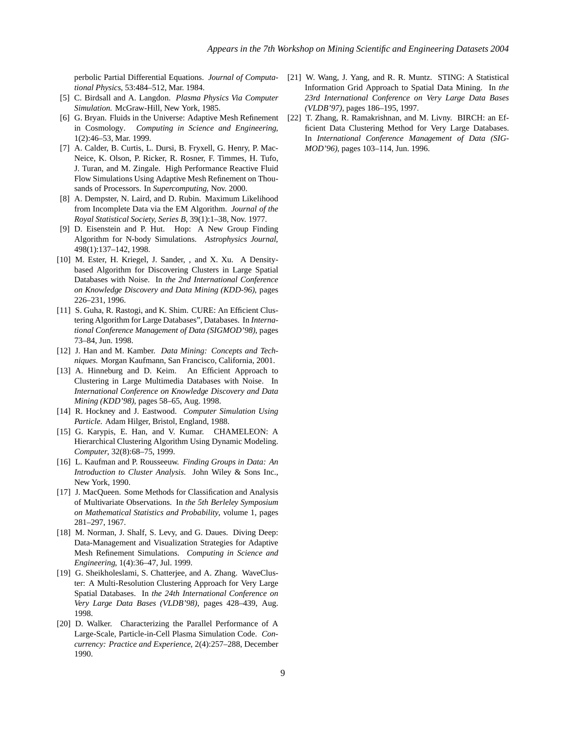perbolic Partial Differential Equations. *Journal of Computational Physics*, 53:484–512, Mar. 1984.

[5] C. Birdsall and A. Langdon. *Plasma Physics Via Computer Simulation.* McGraw-Hill, New York, 1985.

[6] G. Bryan. Fluids in the Universe: Adaptive Mesh Refinement in Cosmology. *Computing in Science and Engineering*, 1(2):46–53, Mar. 1999.

[7] A. Calder, B. Curtis, L. Dursi, B. Fryxell, G. Henry, P. MacNeice, K. Olson, P. Ricker, R. Rosner, F. Timmes, H. Tufo, J. Turan, and M. Zingale. High Performance Reactive Fluid Flow Simulations Using Adaptive Mesh Refinement on Thousands of Processors. In *Supercomputing*, Nov. 2000.

[8] A. Dempster, N. Laird, and D. Rubin. Maximum Likelihood from Incomplete Data via the EM Algorithm. *Journal of the Royal Statistical Society, Series B*, 39(1):1–38, Nov. 1977.

[9] D. Eisenstein and P. Hut. Hop: A New Group Finding Algorithm for N-body Simulations. *Astrophysics Journal*, 498(1):137–142, 1998.

[10] M. Ester, H. Kriegel, J. Sander, , and X. Xu. A Density-based Algorithm for Discovering Clusters in Large Spatial Databases with Noise. In *the 2nd International Conference on Knowledge Discovery and Data Mining (KDD-96)*, pages 226–231, 1996.

[11] S. Guha, R. Rastogi, and K. Shim. CURE: An Efficient Clustering Algorithm for Large Databases", Databases. In *International Conference Management of Data (SIGMOD'98)*, pages 73–84, Jun. 1998.

[12] J. Han and M. Kamber. *Data Mining: Concepts and Techniques.* Morgan Kaufmann, San Francisco, California, 2001.

[13] A. Hinneburg and D. Keim. An Efficient Approach to Clustering in Large Multimedia Databases with Noise. In *International Conference on Knowledge Discovery and Data Mining (KDD'98)*, pages 58–65, Aug. 1998.

[14] R. Hockney and J. Eastwood. *Computer Simulation Using Particle.* Adam Hilger, Bristol, England, 1988.

[15] G. Karypis, E. Han, and V. Kumar. CHAMELEON: A Hierarchical Clustering Algorithm Using Dynamic Modeling. *Computer*, 32(8):68–75, 1999.

[16] L. Kaufman and P. Rousseeuw. *Finding Groups in Data: An Introduction to Cluster Analysis.* John Wiley & Sons Inc., New York, 1990.

[17] J. MacQueen. Some Methods for Classification and Analysis of Multivariate Observations. In *the 5th Berleley Symposium on Mathematical Statistics and Probability*, volume 1, pages 281–297, 1967.

[18] M. Norman, J. Shalf, S. Levy, and G. Daues. Diving Deep: Data-Management and Visualization Strategies for Adaptive Mesh Refinement Simulations. *Computing in Science and Engineering*, 1(4):36–47, Jul. 1999.

[19] G. Sheikholeslami, S. Chatterjee, and A. Zhang. WaveCluster: A Multi-Resolution Clustering Approach for Very Large Spatial Databases. In *the 24th International Conference on Very Large Data Bases (VLDB'98)*, pages 428–439, Aug. 1998.

[20] D. Walker. Characterizing the Parallel Performance of A Large-Scale, Particle-in-Cell Plasma Simulation Code. *Concurrency: Practice and Experience*, 2(4):257–288, December 1990.

[21] W. Wang, J. Yang, and R. R. Muntz. STING: A Statistical Information Grid Approach to Spatial Data Mining. In *the 23rd International Conference on Very Large Data Bases (VLDB'97)*, pages 186–195, 1997.

[22] T. Zhang, R. Ramakrishnan, and M. Livny. BIRCH: an Efficient Data Clustering Method for Very Large Databases. In *International Conference Management of Data (SIGMOD'96)*, pages 103–114, Jun. 1996.